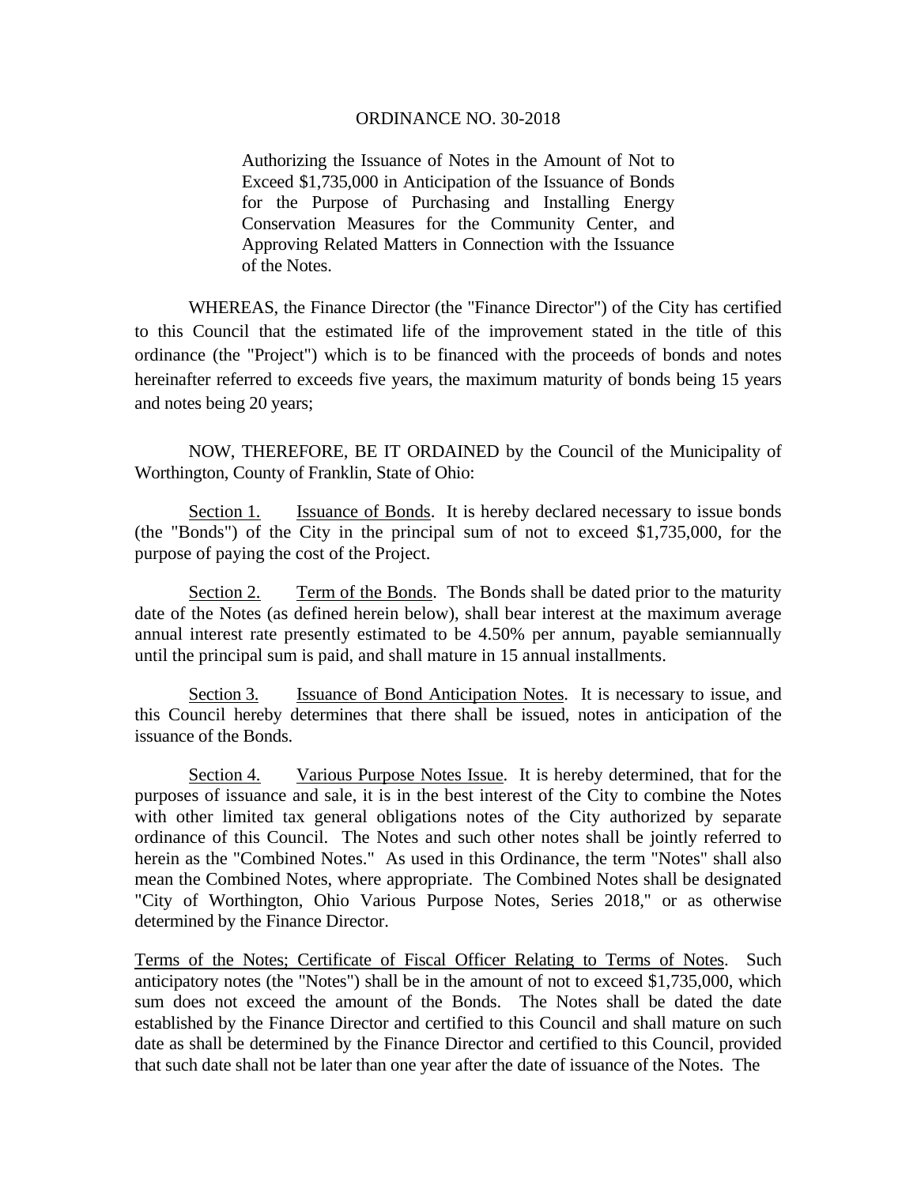# ORDINANCE NO. 30-2018

Authorizing the Issuance of Notes in the Amount of Not to Exceed $1,735,000 in Anticipation of the Issuance of Bonds for the Purpose of Purchasing and Installing Energy Conservation Measures for the Community Center, and Approving Related Matters in Connection with the Issuance of the Notes.

WHEREAS, the Finance Director (the "Finance Director") of the City has certified to this Council that the estimated life of the improvement stated in the title of this ordinance (the "Project") which is to be financed with the proceeds of bonds and notes hereinafter referred to exceeds five years, the maximum maturity of bonds being 15 years and notes being 20 years;

NOW, THEREFORE, BE IT ORDAINED by the Council of the Municipality of Worthington, County of Franklin, State of Ohio:

Section 1. Issuance of Bonds. It is hereby declared necessary to issue bonds (the "Bonds") of the City in the principal sum of not to exceed $1,735,000, for the purpose of paying the cost of the Project.

Section 2. Term of the Bonds. The Bonds shall be dated prior to the maturity date of the Notes (as defined herein below), shall bear interest at the maximum average annual interest rate presently estimated to be 4.50% per annum, payable semiannually until the principal sum is paid, and shall mature in 15 annual installments.

Section 3. Issuance of Bond Anticipation Notes. It is necessary to issue, and this Council hereby determines that there shall be issued, notes in anticipation of the issuance of the Bonds.

Section 4. Various Purpose Notes Issue. It is hereby determined, that for the purposes of issuance and sale, it is in the best interest of the City to combine the Notes with other limited tax general obligations notes of the City authorized by separate ordinance of this Council. The Notes and such other notes shall be jointly referred to herein as the "Combined Notes." As used in this Ordinance, the term "Notes" shall also mean the Combined Notes, where appropriate. The Combined Notes shall be designated "City of Worthington, Ohio Various Purpose Notes, Series 2018," or as otherwise determined by the Finance Director.

Terms of the Notes; Certificate of Fiscal Officer Relating to Terms of Notes. Such anticipatory notes (the "Notes") shall be in the amount of not to exceed $1,735,000, which sum does not exceed the amount of the Bonds. The Notes shall be dated the date established by the Finance Director and certified to this Council and shall mature on such date as shall be determined by the Finance Director and certified to this Council, provided that such date shall not be later than one year after the date of issuance of the Notes. The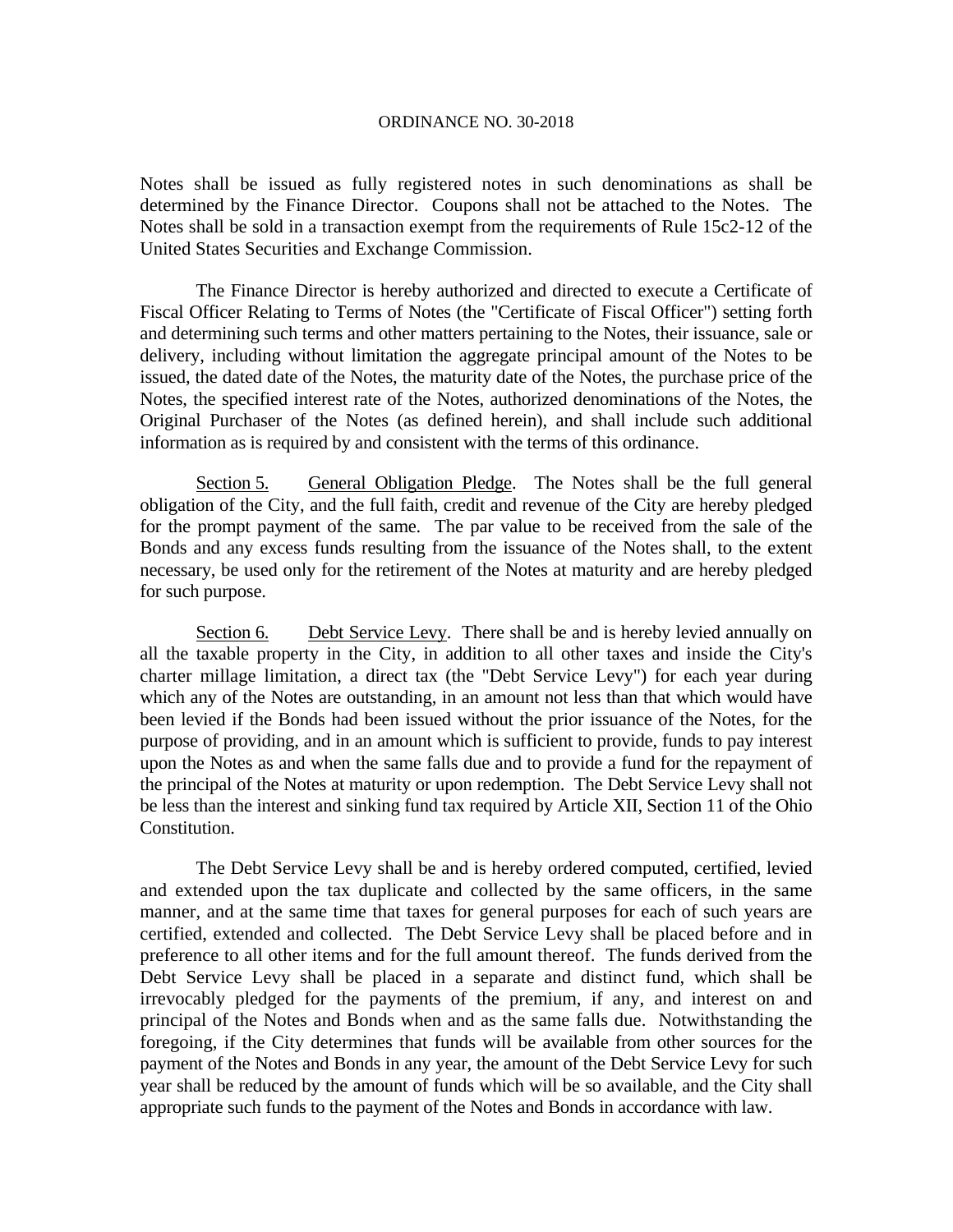Notes shall be issued as fully registered notes in such denominations as shall be determined by the Finance Director. Coupons shall not be attached to the Notes. The Notes shall be sold in a transaction exempt from the requirements of Rule 15c2-12 of the United States Securities and Exchange Commission.

The Finance Director is hereby authorized and directed to execute a Certificate of Fiscal Officer Relating to Terms of Notes (the "Certificate of Fiscal Officer") setting forth and determining such terms and other matters pertaining to the Notes, their issuance, sale or delivery, including without limitation the aggregate principal amount of the Notes to be issued, the dated date of the Notes, the maturity date of the Notes, the purchase price of the Notes, the specified interest rate of the Notes, authorized denominations of the Notes, the Original Purchaser of the Notes (as defined herein), and shall include such additional information as is required by and consistent with the terms of this ordinance.

Section 5. General Obligation Pledge. The Notes shall be the full general obligation of the City, and the full faith, credit and revenue of the City are hereby pledged for the prompt payment of the same. The par value to be received from the sale of the Bonds and any excess funds resulting from the issuance of the Notes shall, to the extent necessary, be used only for the retirement of the Notes at maturity and are hereby pledged for such purpose.

Section 6. Debt Service Levy. There shall be and is hereby levied annually on all the taxable property in the City, in addition to all other taxes and inside the City's charter millage limitation, a direct tax (the "Debt Service Levy") for each year during which any of the Notes are outstanding, in an amount not less than that which would have been levied if the Bonds had been issued without the prior issuance of the Notes, for the purpose of providing, and in an amount which is sufficient to provide, funds to pay interest upon the Notes as and when the same falls due and to provide a fund for the repayment of the principal of the Notes at maturity or upon redemption. The Debt Service Levy shall not be less than the interest and sinking fund tax required by Article XII, Section 11 of the Ohio Constitution.

The Debt Service Levy shall be and is hereby ordered computed, certified, levied and extended upon the tax duplicate and collected by the same officers, in the same manner, and at the same time that taxes for general purposes for each of such years are certified, extended and collected. The Debt Service Levy shall be placed before and in preference to all other items and for the full amount thereof. The funds derived from the Debt Service Levy shall be placed in a separate and distinct fund, which shall be irrevocably pledged for the payments of the premium, if any, and interest on and principal of the Notes and Bonds when and as the same falls due. Notwithstanding the foregoing, if the City determines that funds will be available from other sources for the payment of the Notes and Bonds in any year, the amount of the Debt Service Levy for such year shall be reduced by the amount of funds which will be so available, and the City shall appropriate such funds to the payment of the Notes and Bonds in accordance with law.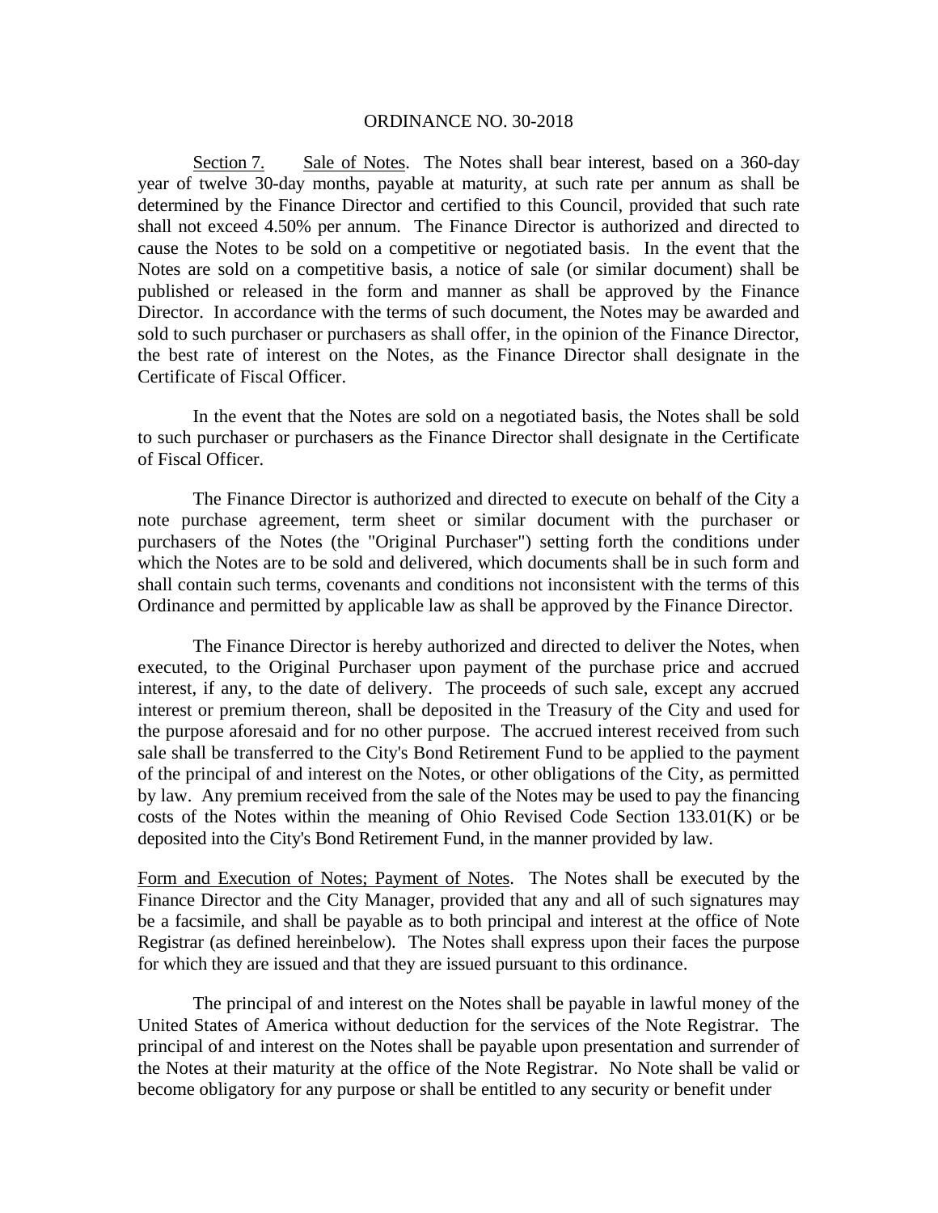ORDINANCE NO. 30-2018

Section 7. Sale of Notes. The Notes shall bear interest, based on a 360-day year of twelve 30-day months, payable at maturity, at such rate per annum as shall be determined by the Finance Director and certified to this Council, provided that such rate shall not exceed 4.50% per annum. The Finance Director is authorized and directed to cause the Notes to be sold on a competitive or negotiated basis. In the event that the Notes are sold on a competitive basis, a notice of sale (or similar document) shall be published or released in the form and manner as shall be approved by the Finance Director. In accordance with the terms of such document, the Notes may be awarded and sold to such purchaser or purchasers as shall offer, in the opinion of the Finance Director, the best rate of interest on the Notes, as the Finance Director shall designate in the Certificate of Fiscal Officer.

In the event that the Notes are sold on a negotiated basis, the Notes shall be sold to such purchaser or purchasers as the Finance Director shall designate in the Certificate of Fiscal Officer.

The Finance Director is authorized and directed to execute on behalf of the City a note purchase agreement, term sheet or similar document with the purchaser or purchasers of the Notes (the "Original Purchaser") setting forth the conditions under which the Notes are to be sold and delivered, which documents shall be in such form and shall contain such terms, covenants and conditions not inconsistent with the terms of this Ordinance and permitted by applicable law as shall be approved by the Finance Director.

The Finance Director is hereby authorized and directed to deliver the Notes, when executed, to the Original Purchaser upon payment of the purchase price and accrued interest, if any, to the date of delivery. The proceeds of such sale, except any accrued interest or premium thereon, shall be deposited in the Treasury of the City and used for the purpose aforesaid and for no other purpose. The accrued interest received from such sale shall be transferred to the City's Bond Retirement Fund to be applied to the payment of the principal of and interest on the Notes, or other obligations of the City, as permitted by law. Any premium received from the sale of the Notes may be used to pay the financing costs of the Notes within the meaning of Ohio Revised Code Section 133.01(K) or be deposited into the City's Bond Retirement Fund, in the manner provided by law.

Form and Execution of Notes; Payment of Notes. The Notes shall be executed by the Finance Director and the City Manager, provided that any and all of such signatures may be a facsimile, and shall be payable as to both principal and interest at the office of Note Registrar (as defined hereinbelow). The Notes shall express upon their faces the purpose for which they are issued and that they are issued pursuant to this ordinance.

The principal of and interest on the Notes shall be payable in lawful money of the United States of America without deduction for the services of the Note Registrar. The principal of and interest on the Notes shall be payable upon presentation and surrender of the Notes at their maturity at the office of the Note Registrar. No Note shall be valid or become obligatory for any purpose or shall be entitled to any security or benefit under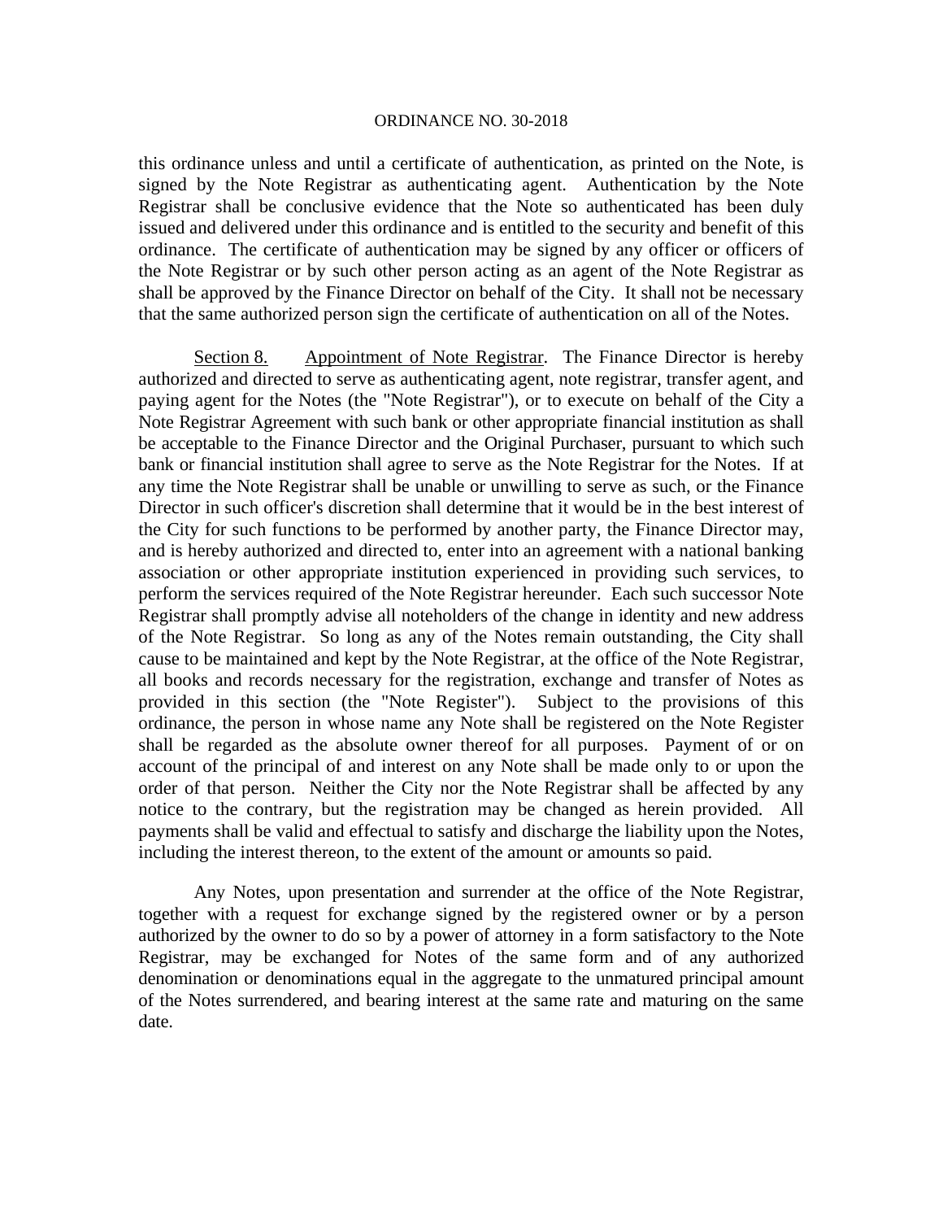this ordinance unless and until a certificate of authentication, as printed on the Note, is signed by the Note Registrar as authenticating agent. Authentication by the Note Registrar shall be conclusive evidence that the Note so authenticated has been duly issued and delivered under this ordinance and is entitled to the security and benefit of this ordinance. The certificate of authentication may be signed by any officer or officers of the Note Registrar or by such other person acting as an agent of the Note Registrar as shall be approved by the Finance Director on behalf of the City. It shall not be necessary that the same authorized person sign the certificate of authentication on all of the Notes.

Section 8. Appointment of Note Registrar. The Finance Director is hereby authorized and directed to serve as authenticating agent, note registrar, transfer agent, and paying agent for the Notes (the "Note Registrar"), or to execute on behalf of the City a Note Registrar Agreement with such bank or other appropriate financial institution as shall be acceptable to the Finance Director and the Original Purchaser, pursuant to which such bank or financial institution shall agree to serve as the Note Registrar for the Notes. If at any time the Note Registrar shall be unable or unwilling to serve as such, or the Finance Director in such officer's discretion shall determine that it would be in the best interest of the City for such functions to be performed by another party, the Finance Director may, and is hereby authorized and directed to, enter into an agreement with a national banking association or other appropriate institution experienced in providing such services, to perform the services required of the Note Registrar hereunder. Each such successor Note Registrar shall promptly advise all noteholders of the change in identity and new address of the Note Registrar. So long as any of the Notes remain outstanding, the City shall cause to be maintained and kept by the Note Registrar, at the office of the Note Registrar, all books and records necessary for the registration, exchange and transfer of Notes as provided in this section (the "Note Register"). Subject to the provisions of this ordinance, the person in whose name any Note shall be registered on the Note Register shall be regarded as the absolute owner thereof for all purposes. Payment of or on account of the principal of and interest on any Note shall be made only to or upon the order of that person. Neither the City nor the Note Registrar shall be affected by any notice to the contrary, but the registration may be changed as herein provided. All payments shall be valid and effectual to satisfy and discharge the liability upon the Notes, including the interest thereon, to the extent of the amount or amounts so paid.

Any Notes, upon presentation and surrender at the office of the Note Registrar, together with a request for exchange signed by the registered owner or by a person authorized by the owner to do so by a power of attorney in a form satisfactory to the Note Registrar, may be exchanged for Notes of the same form and of any authorized denomination or denominations equal in the aggregate to the unmatured principal amount of the Notes surrendered, and bearing interest at the same rate and maturing on the same date.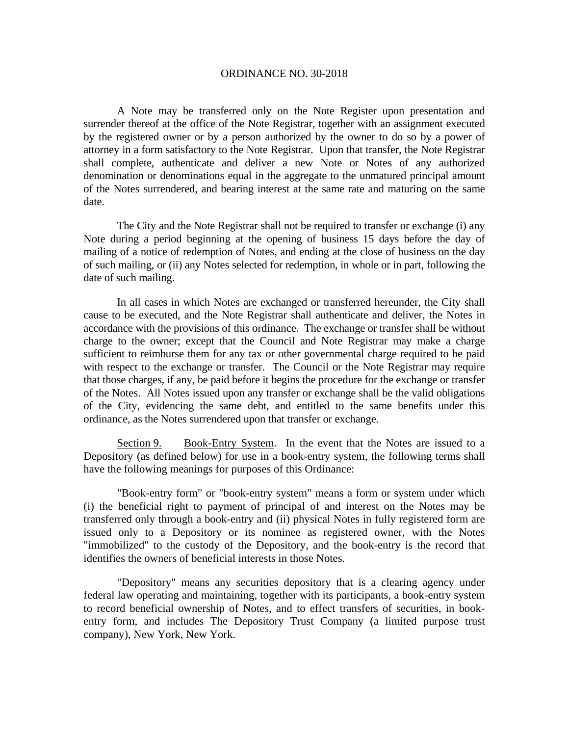A Note may be transferred only on the Note Register upon presentation and surrender thereof at the office of the Note Registrar, together with an assignment executed by the registered owner or by a person authorized by the owner to do so by a power of attorney in a form satisfactory to the Note Registrar. Upon that transfer, the Note Registrar shall complete, authenticate and deliver a new Note or Notes of any authorized denomination or denominations equal in the aggregate to the unmatured principal amount of the Notes surrendered, and bearing interest at the same rate and maturing on the same date.

The City and the Note Registrar shall not be required to transfer or exchange (i) any Note during a period beginning at the opening of business 15 days before the day of mailing of a notice of redemption of Notes, and ending at the close of business on the day of such mailing, or (ii) any Notes selected for redemption, in whole or in part, following the date of such mailing.

In all cases in which Notes are exchanged or transferred hereunder, the City shall cause to be executed, and the Note Registrar shall authenticate and deliver, the Notes in accordance with the provisions of this ordinance. The exchange or transfer shall be without charge to the owner; except that the Council and Note Registrar may make a charge sufficient to reimburse them for any tax or other governmental charge required to be paid with respect to the exchange or transfer. The Council or the Note Registrar may require that those charges, if any, be paid before it begins the procedure for the exchange or transfer of the Notes. All Notes issued upon any transfer or exchange shall be the valid obligations of the City, evidencing the same debt, and entitled to the same benefits under this ordinance, as the Notes surrendered upon that transfer or exchange.

Section 9. Book-Entry System. In the event that the Notes are issued to a Depository (as defined below) for use in a book-entry system, the following terms shall have the following meanings for purposes of this Ordinance:

"Book-entry form" or "book-entry system" means a form or system under which (i) the beneficial right to payment of principal of and interest on the Notes may be transferred only through a book-entry and (ii) physical Notes in fully registered form are issued only to a Depository or its nominee as registered owner, with the Notes "immobilized" to the custody of the Depository, and the book-entry is the record that identifies the owners of beneficial interests in those Notes.

"Depository" means any securities depository that is a clearing agency under federal law operating and maintaining, together with its participants, a book-entry system to record beneficial ownership of Notes, and to effect transfers of securities, in book-entry form, and includes The Depository Trust Company (a limited purpose trust company), New York, New York.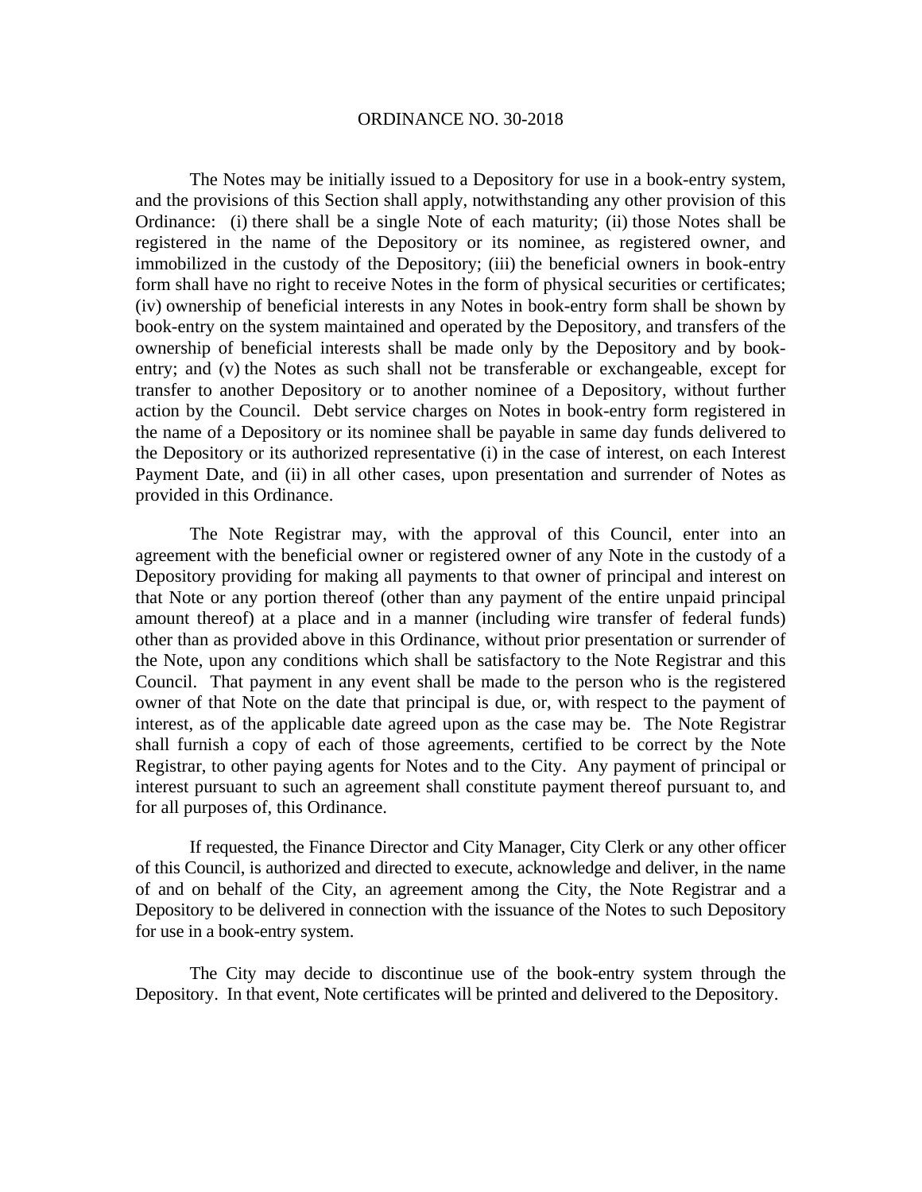The Notes may be initially issued to a Depository for use in a book-entry system, and the provisions of this Section shall apply, notwithstanding any other provision of this Ordinance: (i) there shall be a single Note of each maturity; (ii) those Notes shall be registered in the name of the Depository or its nominee, as registered owner, and immobilized in the custody of the Depository; (iii) the beneficial owners in book-entry form shall have no right to receive Notes in the form of physical securities or certificates; (iv) ownership of beneficial interests in any Notes in book-entry form shall be shown by book-entry on the system maintained and operated by the Depository, and transfers of the ownership of beneficial interests shall be made only by the Depository and by book-entry; and (v) the Notes as such shall not be transferable or exchangeable, except for transfer to another Depository or to another nominee of a Depository, without further action by the Council. Debt service charges on Notes in book-entry form registered in the name of a Depository or its nominee shall be payable in same day funds delivered to the Depository or its authorized representative (i) in the case of interest, on each Interest Payment Date, and (ii) in all other cases, upon presentation and surrender of Notes as provided in this Ordinance.

The Note Registrar may, with the approval of this Council, enter into an agreement with the beneficial owner or registered owner of any Note in the custody of a Depository providing for making all payments to that owner of principal and interest on that Note or any portion thereof (other than any payment of the entire unpaid principal amount thereof) at a place and in a manner (including wire transfer of federal funds) other than as provided above in this Ordinance, without prior presentation or surrender of the Note, upon any conditions which shall be satisfactory to the Note Registrar and this Council. That payment in any event shall be made to the person who is the registered owner of that Note on the date that principal is due, or, with respect to the payment of interest, as of the applicable date agreed upon as the case may be. The Note Registrar shall furnish a copy of each of those agreements, certified to be correct by the Note Registrar, to other paying agents for Notes and to the City. Any payment of principal or interest pursuant to such an agreement shall constitute payment thereof pursuant to, and for all purposes of, this Ordinance.

If requested, the Finance Director and City Manager, City Clerk or any other officer of this Council, is authorized and directed to execute, acknowledge and deliver, in the name of and on behalf of the City, an agreement among the City, the Note Registrar and a Depository to be delivered in connection with the issuance of the Notes to such Depository for use in a book-entry system.

The City may decide to discontinue use of the book-entry system through the Depository. In that event, Note certificates will be printed and delivered to the Depository.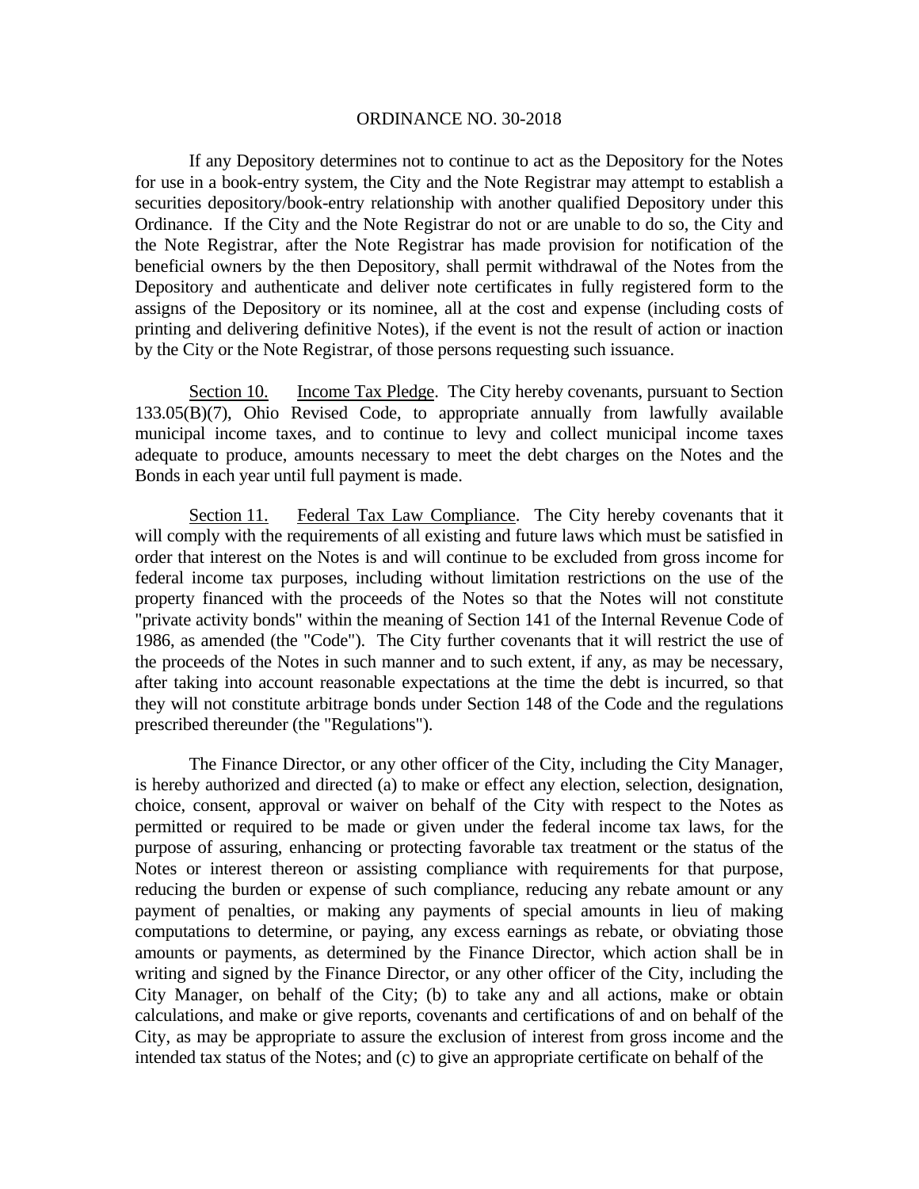If any Depository determines not to continue to act as the Depository for the Notes for use in a book-entry system, the City and the Note Registrar may attempt to establish a securities depository/book-entry relationship with another qualified Depository under this Ordinance. If the City and the Note Registrar do not or are unable to do so, the City and the Note Registrar, after the Note Registrar has made provision for notification of the beneficial owners by the then Depository, shall permit withdrawal of the Notes from the Depository and authenticate and deliver note certificates in fully registered form to the assigns of the Depository or its nominee, all at the cost and expense (including costs of printing and delivering definitive Notes), if the event is not the result of action or inaction by the City or the Note Registrar, of those persons requesting such issuance.

Section 10. Income Tax Pledge. The City hereby covenants, pursuant to Section 133.05(B)(7), Ohio Revised Code, to appropriate annually from lawfully available municipal income taxes, and to continue to levy and collect municipal income taxes adequate to produce, amounts necessary to meet the debt charges on the Notes and the Bonds in each year until full payment is made.

Section 11. Federal Tax Law Compliance. The City hereby covenants that it will comply with the requirements of all existing and future laws which must be satisfied in order that interest on the Notes is and will continue to be excluded from gross income for federal income tax purposes, including without limitation restrictions on the use of the property financed with the proceeds of the Notes so that the Notes will not constitute "private activity bonds" within the meaning of Section 141 of the Internal Revenue Code of 1986, as amended (the "Code"). The City further covenants that it will restrict the use of the proceeds of the Notes in such manner and to such extent, if any, as may be necessary, after taking into account reasonable expectations at the time the debt is incurred, so that they will not constitute arbitrage bonds under Section 148 of the Code and the regulations prescribed thereunder (the "Regulations").

The Finance Director, or any other officer of the City, including the City Manager, is hereby authorized and directed (a) to make or effect any election, selection, designation, choice, consent, approval or waiver on behalf of the City with respect to the Notes as permitted or required to be made or given under the federal income tax laws, for the purpose of assuring, enhancing or protecting favorable tax treatment or the status of the Notes or interest thereon or assisting compliance with requirements for that purpose, reducing the burden or expense of such compliance, reducing any rebate amount or any payment of penalties, or making any payments of special amounts in lieu of making computations to determine, or paying, any excess earnings as rebate, or obviating those amounts or payments, as determined by the Finance Director, which action shall be in writing and signed by the Finance Director, or any other officer of the City, including the City Manager, on behalf of the City; (b) to take any and all actions, make or obtain calculations, and make or give reports, covenants and certifications of and on behalf of the City, as may be appropriate to assure the exclusion of interest from gross income and the intended tax status of the Notes; and (c) to give an appropriate certificate on behalf of the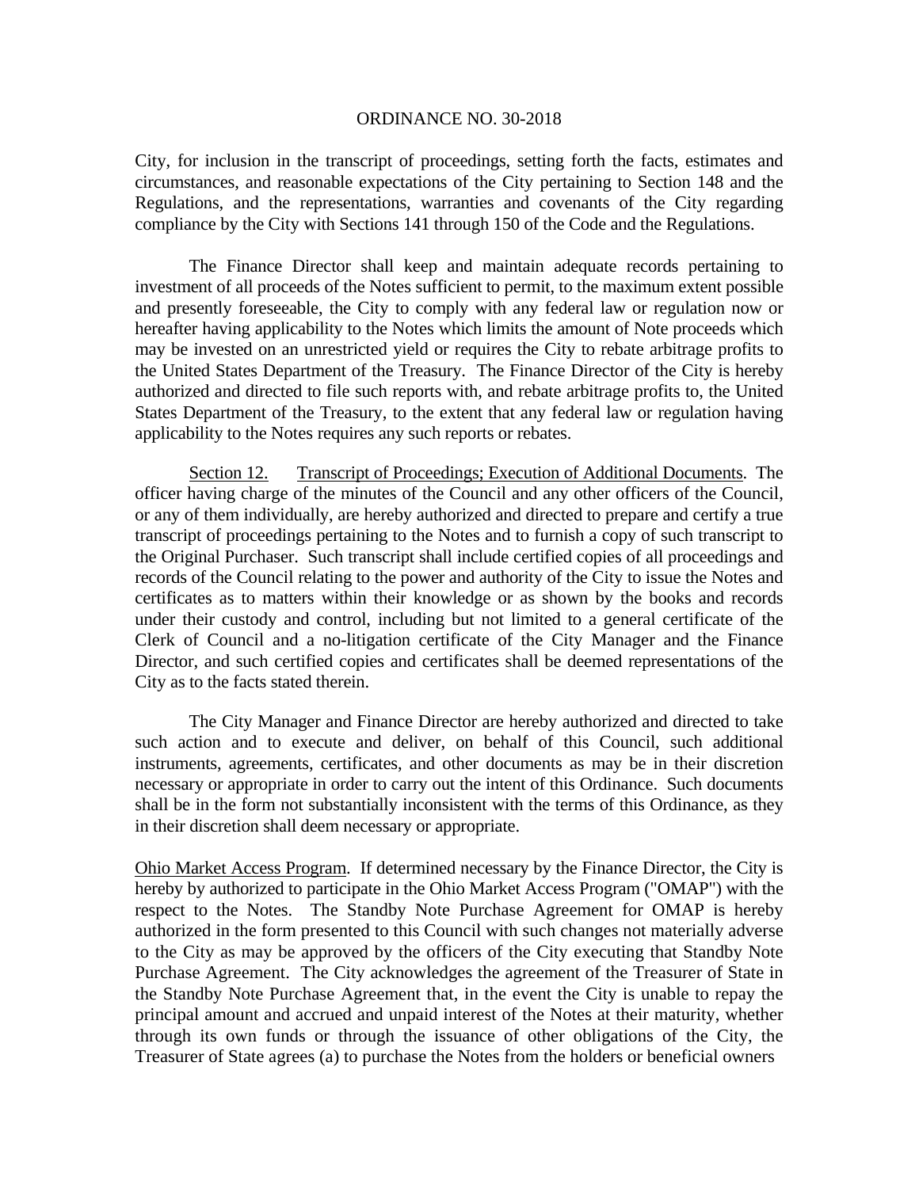City, for inclusion in the transcript of proceedings, setting forth the facts, estimates and circumstances, and reasonable expectations of the City pertaining to Section 148 and the Regulations, and the representations, warranties and covenants of the City regarding compliance by the City with Sections 141 through 150 of the Code and the Regulations.

The Finance Director shall keep and maintain adequate records pertaining to investment of all proceeds of the Notes sufficient to permit, to the maximum extent possible and presently foreseeable, the City to comply with any federal law or regulation now or hereafter having applicability to the Notes which limits the amount of Note proceeds which may be invested on an unrestricted yield or requires the City to rebate arbitrage profits to the United States Department of the Treasury. The Finance Director of the City is hereby authorized and directed to file such reports with, and rebate arbitrage profits to, the United States Department of the Treasury, to the extent that any federal law or regulation having applicability to the Notes requires any such reports or rebates.

Section 12. Transcript of Proceedings; Execution of Additional Documents. The officer having charge of the minutes of the Council and any other officers of the Council, or any of them individually, are hereby authorized and directed to prepare and certify a true transcript of proceedings pertaining to the Notes and to furnish a copy of such transcript to the Original Purchaser. Such transcript shall include certified copies of all proceedings and records of the Council relating to the power and authority of the City to issue the Notes and certificates as to matters within their knowledge or as shown by the books and records under their custody and control, including but not limited to a general certificate of the Clerk of Council and a no-litigation certificate of the City Manager and the Finance Director, and such certified copies and certificates shall be deemed representations of the City as to the facts stated therein.

The City Manager and Finance Director are hereby authorized and directed to take such action and to execute and deliver, on behalf of this Council, such additional instruments, agreements, certificates, and other documents as may be in their discretion necessary or appropriate in order to carry out the intent of this Ordinance. Such documents shall be in the form not substantially inconsistent with the terms of this Ordinance, as they in their discretion shall deem necessary or appropriate.

Ohio Market Access Program. If determined necessary by the Finance Director, the City is hereby by authorized to participate in the Ohio Market Access Program ("OMAP") with the respect to the Notes. The Standby Note Purchase Agreement for OMAP is hereby authorized in the form presented to this Council with such changes not materially adverse to the City as may be approved by the officers of the City executing that Standby Note Purchase Agreement. The City acknowledges the agreement of the Treasurer of State in the Standby Note Purchase Agreement that, in the event the City is unable to repay the principal amount and accrued and unpaid interest of the Notes at their maturity, whether through its own funds or through the issuance of other obligations of the City, the Treasurer of State agrees (a) to purchase the Notes from the holders or beneficial owners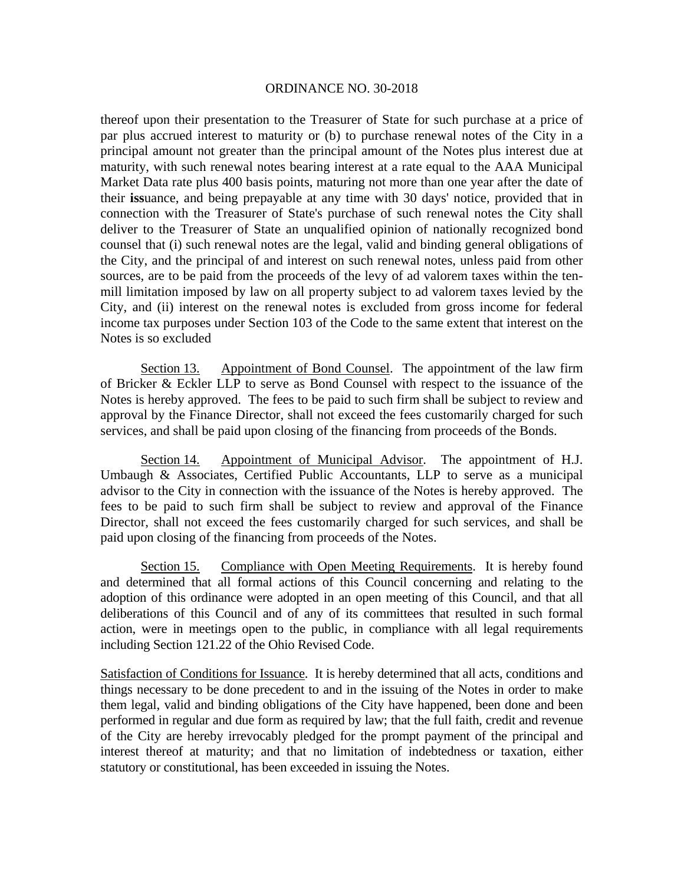thereof upon their presentation to the Treasurer of State for such purchase at a price of par plus accrued interest to maturity or (b) to purchase renewal notes of the City in a principal amount not greater than the principal amount of the Notes plus interest due at maturity, with such renewal notes bearing interest at a rate equal to the AAA Municipal Market Data rate plus 400 basis points, maturing not more than one year after the date of their **iss**uance, and being prepayable at any time with 30 days' notice, provided that in connection with the Treasurer of State's purchase of such renewal notes the City shall deliver to the Treasurer of State an unqualified opinion of nationally recognized bond counsel that (i) such renewal notes are the legal, valid and binding general obligations of the City, and the principal of and interest on such renewal notes, unless paid from other sources, are to be paid from the proceeds of the levy of ad valorem taxes within the ten-mill limitation imposed by law on all property subject to ad valorem taxes levied by the City, and (ii) interest on the renewal notes is excluded from gross income for federal income tax purposes under Section 103 of the Code to the same extent that interest on the Notes is so excluded

Section 13. Appointment of Bond Counsel. The appointment of the law firm of Bricker & Eckler LLP to serve as Bond Counsel with respect to the issuance of the Notes is hereby approved. The fees to be paid to such firm shall be subject to review and approval by the Finance Director, shall not exceed the fees customarily charged for such services, and shall be paid upon closing of the financing from proceeds of the Bonds.

Section 14. Appointment of Municipal Advisor. The appointment of H.J. Umbaugh & Associates, Certified Public Accountants, LLP to serve as a municipal advisor to the City in connection with the issuance of the Notes is hereby approved. The fees to be paid to such firm shall be subject to review and approval of the Finance Director, shall not exceed the fees customarily charged for such services, and shall be paid upon closing of the financing from proceeds of the Notes.

Section 15. Compliance with Open Meeting Requirements. It is hereby found and determined that all formal actions of this Council concerning and relating to the adoption of this ordinance were adopted in an open meeting of this Council, and that all deliberations of this Council and of any of its committees that resulted in such formal action, were in meetings open to the public, in compliance with all legal requirements including Section 121.22 of the Ohio Revised Code.

Satisfaction of Conditions for Issuance. It is hereby determined that all acts, conditions and things necessary to be done precedent to and in the issuing of the Notes in order to make them legal, valid and binding obligations of the City have happened, been done and been performed in regular and due form as required by law; that the full faith, credit and revenue of the City are hereby irrevocably pledged for the prompt payment of the principal and interest thereof at maturity; and that no limitation of indebtedness or taxation, either statutory or constitutional, has been exceeded in issuing the Notes.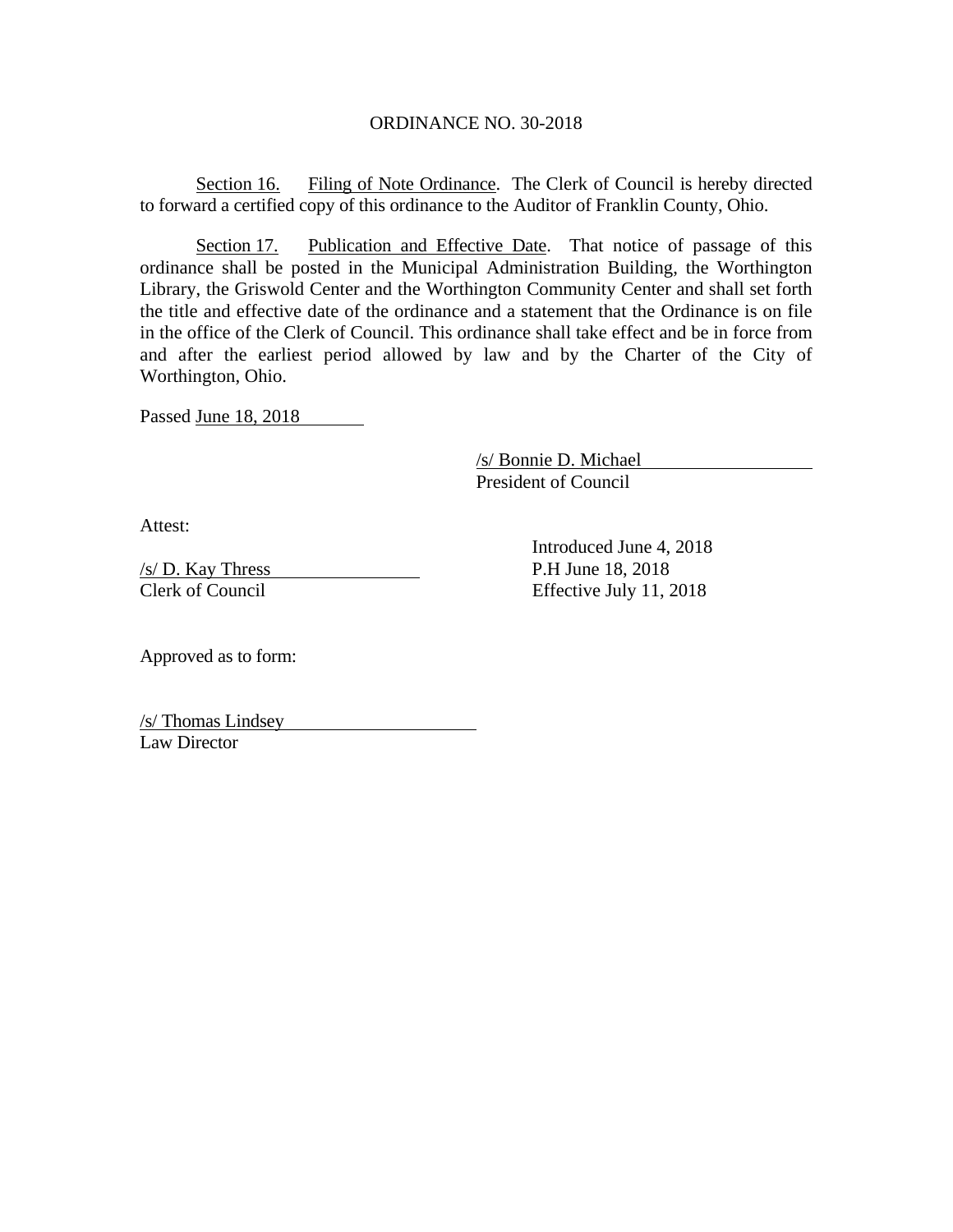ORDINANCE NO. 30-2018

Section 16. Filing of Note Ordinance. The Clerk of Council is hereby directed to forward a certified copy of this ordinance to the Auditor of Franklin County, Ohio.

Section 17. Publication and Effective Date. That notice of passage of this ordinance shall be posted in the Municipal Administration Building, the Worthington Library, the Griswold Center and the Worthington Community Center and shall set forth the title and effective date of the ordinance and a statement that the Ordinance is on file in the office of the Clerk of Council. This ordinance shall take effect and be in force from and after the earliest period allowed by law and by the Charter of the City of Worthington, Ohio.

Passed June 18, 2018

/s/ Bonnie D. Michael
President of Council

Attest:

/s/ D. Kay Thress
Clerk of Council

Introduced June 4, 2018
P.H June 18, 2018
Effective July 11, 2018

Approved as to form:

/s/ Thomas Lindsey
Law Director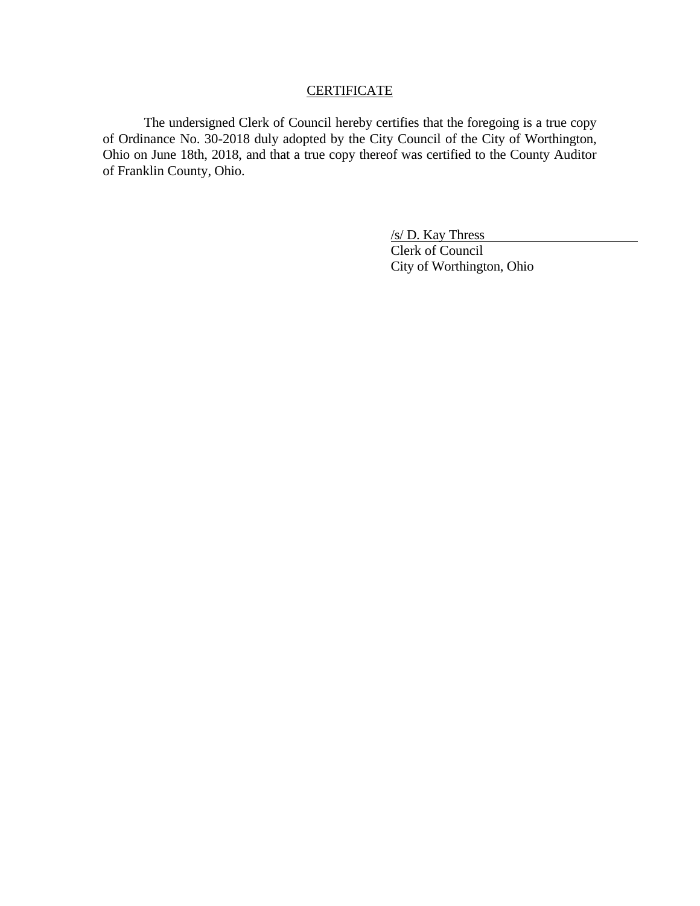## CERTIFICATE

The undersigned Clerk of Council hereby certifies that the foregoing is a true copy of Ordinance No. 30-2018 duly adopted by the City Council of the City of Worthington, Ohio on June 18th, 2018, and that a true copy thereof was certified to the County Auditor of Franklin County, Ohio.

/s/ D. Kay Thress
Clerk of Council
City of Worthington, Ohio